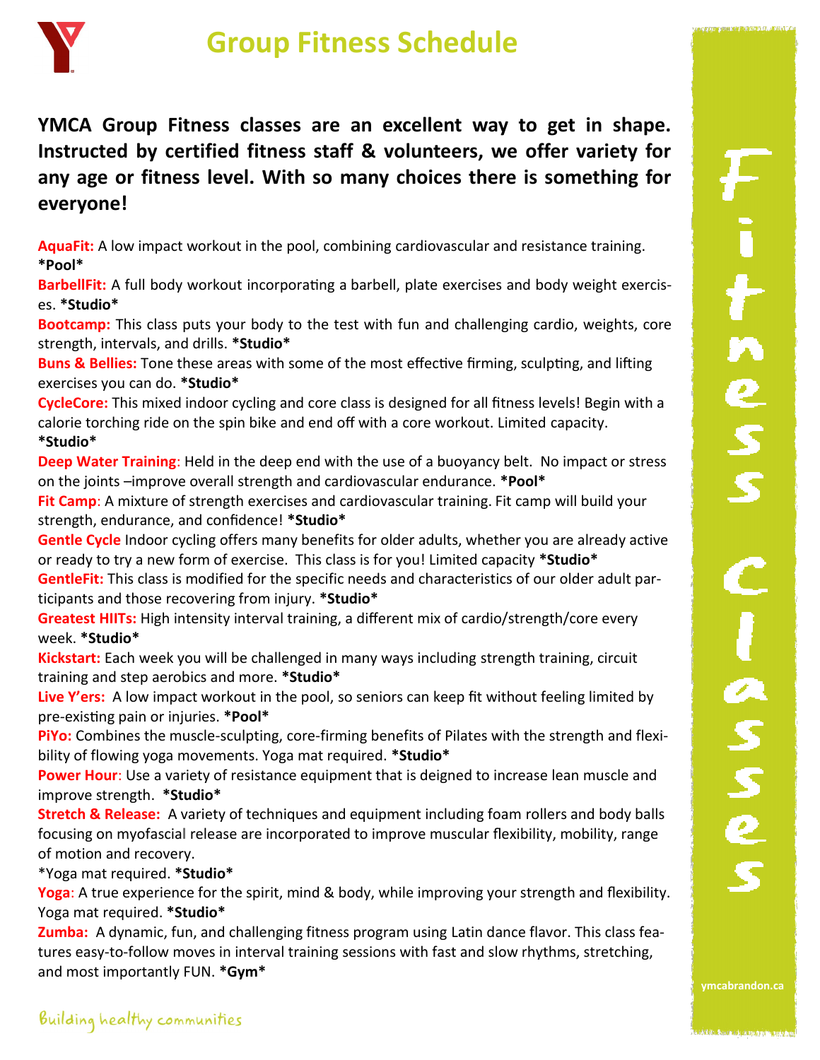# Group Fitness Schedule

**YMCA Group Fitness classes are an excellent way to get in shape. Instructed by certified fitness staff & volunteers, we offer variety for any age or fitness level. With so many choices there is something for everyone!**

**AquaFit:** A low impact workout in the pool, combining cardiovascular and resistance training. ***Pool***

**BarbellFit:** A full body workout incorporating a barbell, plate exercises and body weight exercises. ***Studio***

**Bootcamp:** This class puts your body to the test with fun and challenging cardio, weights, core strength, intervals, and drills. ***Studio***

**Buns & Bellies:** Tone these areas with some of the most effective firming, sculpting, and lifting exercises you can do. ***Studio***

**CycleCore:** This mixed indoor cycling and core class is designed for all fitness levels! Begin with a calorie torching ride on the spin bike and end off with a core workout. Limited capacity. ***Studio***

**Deep Water Training**: Held in the deep end with the use of a buoyancy belt. No impact or stress on the joints –improve overall strength and cardiovascular endurance. ***Pool***

**Fit Camp**: A mixture of strength exercises and cardiovascular training. Fit camp will build your strength, endurance, and confidence! ***Studio***

**Gentle Cycle** Indoor cycling offers many benefits for older adults, whether you are already active or ready to try a new form of exercise. This class is for you! Limited capacity ***Studio***

**GentleFit:** This class is modified for the specific needs and characteristics of our older adult participants and those recovering from injury. ***Studio***

**Greatest HIITs:** High intensity interval training, a different mix of cardio/strength/core every week. ***Studio***

**Kickstart:** Each week you will be challenged in many ways including strength training, circuit training and step aerobics and more. ***Studio***

**Live Y'ers:** A low impact workout in the pool, so seniors can keep fit without feeling limited by pre-existing pain or injuries. ***Pool***

**PiYo:** Combines the muscle-sculpting, core-firming benefits of Pilates with the strength and flexibility of flowing yoga movements. Yoga mat required. ***Studio***

**Power Hour**: Use a variety of resistance equipment that is deigned to increase lean muscle and improve strength. ***Studio***

**Stretch & Release:** A variety of techniques and equipment including foam rollers and body balls focusing on myofascial release are incorporated to improve muscular flexibility, mobility, range of motion and recovery.
*Yoga mat required. ***Studio***

**Yoga**: A true experience for the spirit, mind & body, while improving your strength and flexibility. Yoga mat required. ***Studio***

**Zumba:** A dynamic, fun, and challenging fitness program using Latin dance flavor. This class features easy-to-follow moves in interval training sessions with fast and slow rhythms, stretching, and most importantly FUN. ***Gym***

Fitness Classes

ymcabrandon.ca

Building healthy communities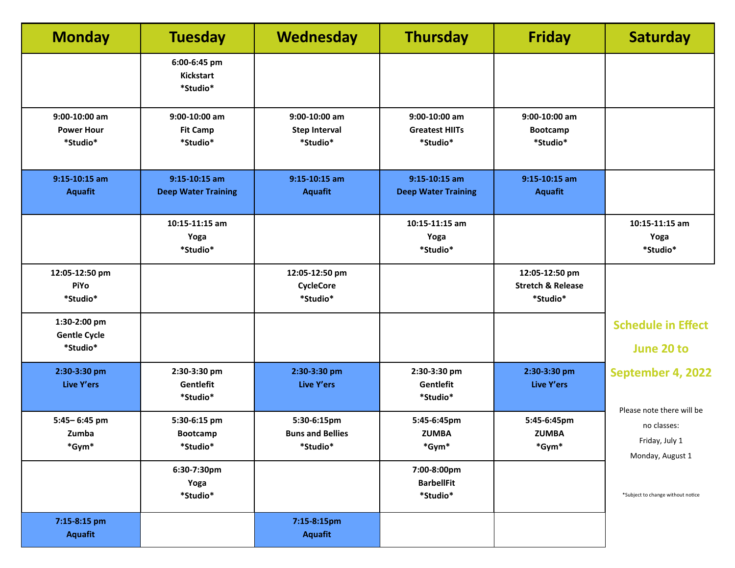| Monday | Tuesday | Wednesday | Thursday | Friday | Saturday |
|---|---|---|---|---|---|
| | 6:00-6:45 pm<br>Kickstart<br>*Studio* | | | | |
| 9:00-10:00 am<br>Power Hour<br>*Studio* | 9:00-10:00 am<br>Fit Camp<br>*Studio* | 9:00-10:00 am<br>Step Interval<br>*Studio* | 9:00-10:00 am<br>Greatest HIITs<br>*Studio* | 9:00-10:00 am<br>Bootcamp<br>*Studio* | |
| 9:15-10:15 am<br>Aquafit | 9:15-10:15 am<br>Deep Water Training | 9:15-10:15 am<br>Aquafit | 9:15-10:15 am<br>Deep Water Training | 9:15-10:15 am<br>Aquafit | |
| | 10:15-11:15 am<br>Yoga<br>*Studio* | | 10:15-11:15 am<br>Yoga<br>*Studio* | | 10:15-11:15 am<br>Yoga<br>*Studio* |
| 12:05-12:50 pm<br>PiYo<br>*Studio* | | 12:05-12:50 pm<br>CycleCore<br>*Studio* | | 12:05-12:50 pm<br>Stretch & Release<br>*Studio* | |
| 1:30-2:00 pm<br>Gentle Cycle<br>*Studio* | | | | | |
| 2:30-3:30 pm<br>Live Y'ers | 2:30-3:30 pm<br>Gentlefit<br>*Studio* | 2:30-3:30 pm<br>Live Y'ers | 2:30-3:30 pm<br>Gentlefit<br>*Studio* | 2:30-3:30 pm<br>Live Y'ers | |
| 5:45– 6:45 pm<br>Zumba<br>*Gym* | 5:30-6:15 pm<br>Bootcamp<br>*Studio* | 5:30-6:15pm<br>Buns and Bellies<br>*Studio* | 5:45-6:45pm<br>ZUMBA<br>*Gym* | 5:45-6:45pm<br>ZUMBA<br>*Gym* | |
| | 6:30-7:30pm<br>Yoga<br>*Studio* | | 7:00-8:00pm<br>BarbellFit<br>*Studio* | | |
| 7:15-8:15 pm<br>Aquafit | | 7:15-8:15pm<br>Aquafit | | | |

**Schedule in Effect June 20 to September 4, 2022**

Please note there will be no classes:

Friday, July 1

Monday, August 1

*Subject to change without notice